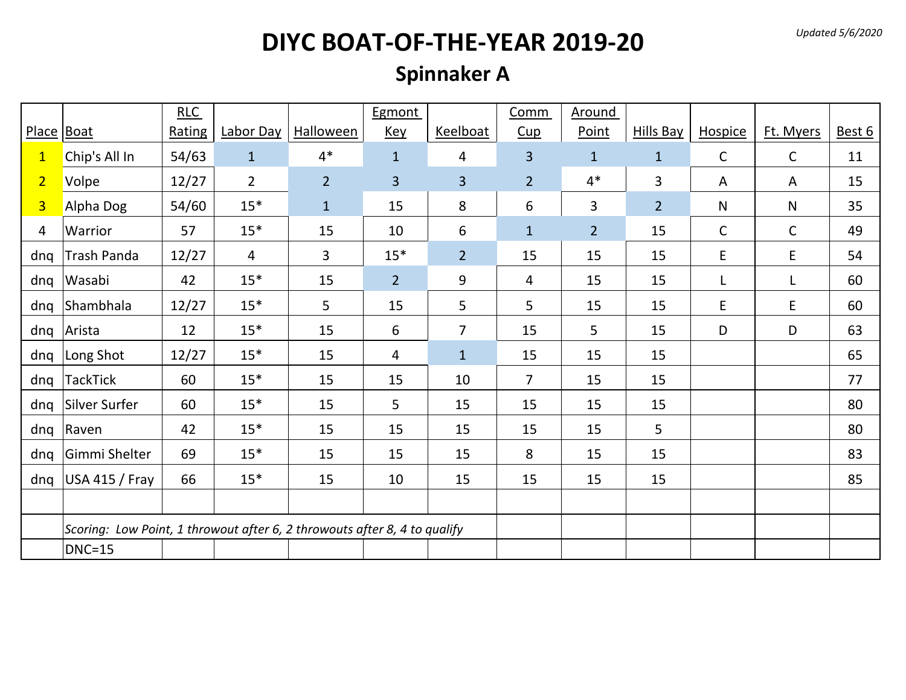*Updated 5/6/2020*

# DIYC BOAT-OF-THE-YEAR 2019-20

## Spinnaker A

| Place | Boat | RLC Rating | Labor Day | Halloween | Egmont Key | Keelboat | Comm Cup | Around Point | Hills Bay | Hospice | Ft. Myers | Best 6 |
|---|---|---|---|---|---|---|---|---|---|---|---|---|
| 1 | Chip's All In | 54/63 | 1 | 4* | 1 | 4 | 3 | 1 | 1 | C | C | 11 |
| 2 | Volpe | 12/27 | 2 | 2 | 3 | 3 | 2 | 4* | 3 | A | A | 15 |
| 3 | Alpha Dog | 54/60 | 15* | 1 | 15 | 8 | 6 | 3 | 2 | N | N | 35 |
| 4 | Warrior | 57 | 15* | 15 | 10 | 6 | 1 | 2 | 15 | C | C | 49 |
| dnq | Trash Panda | 12/27 | 4 | 3 | 15* | 2 | 15 | 15 | 15 | E | E | 54 |
| dnq | Wasabi | 42 | 15* | 15 | 2 | 9 | 4 | 15 | 15 | L | L | 60 |
| dnq | Shambhala | 12/27 | 15* | 5 | 15 | 5 | 5 | 15 | 15 | E | E | 60 |
| dnq | Arista | 12 | 15* | 15 | 6 | 7 | 15 | 5 | 15 | D | D | 63 |
| dnq | Long Shot | 12/27 | 15* | 15 | 4 | 1 | 15 | 15 | 15 | | | 65 |
| dnq | TackTick | 60 | 15* | 15 | 15 | 10 | 7 | 15 | 15 | | | 77 |
| dnq | Silver Surfer | 60 | 15* | 15 | 5 | 15 | 15 | 15 | 15 | | | 80 |
| dnq | Raven | 42 | 15* | 15 | 15 | 15 | 15 | 15 | 5 | | | 80 |
| dnq | Gimmi Shelter | 69 | 15* | 15 | 15 | 15 | 8 | 15 | 15 | | | 83 |
| dnq | USA 415 / Fray | 66 | 15* | 15 | 10 | 15 | 15 | 15 | 15 | | | 85 |

*Scoring: Low Point, 1 throwout after 6, 2 throwouts after 8, 4 to qualify*

DNC=15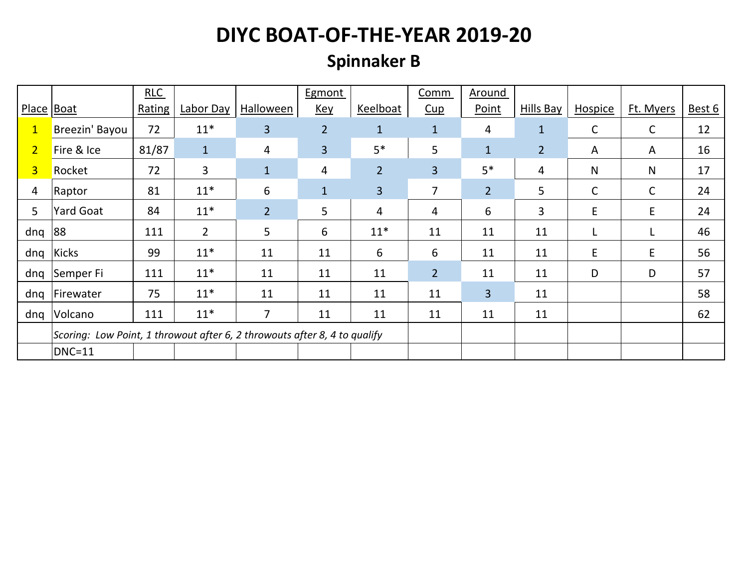# DIYC BOAT-OF-THE-YEAR 2019-20

## Spinnaker B

| Place | Boat | RLC Rating | Labor Day | Halloween | Egmont Key | Keelboat | Comm Cup | Around Point | Hills Bay | Hospice | Ft. Myers | Best 6 |
|---|---|---|---|---|---|---|---|---|---|---|---|---|
| 1 | Breezin' Bayou | 72 | 11* | 3 | 2 | 1 | 1 | 4 | 1 | C | C | 12 |
| 2 | Fire & Ice | 81/87 | 1 | 4 | 3 | 5* | 5 | 1 | 2 | A | A | 16 |
| 3 | Rocket | 72 | 3 | 1 | 4 | 2 | 3 | 5* | 4 | N | N | 17 |
| 4 | Raptor | 81 | 11* | 6 | 1 | 3 | 7 | 2 | 5 | C | C | 24 |
| 5 | Yard Goat | 84 | 11* | 2 | 5 | 4 | 4 | 6 | 3 | E | E | 24 |
| dnq | 88 | 111 | 2 | 5 | 6 | 11* | 11 | 11 | 11 | L | L | 46 |
| dnq | Kicks | 99 | 11* | 11 | 11 | 6 | 6 | 11 | 11 | E | E | 56 |
| dnq | Semper Fi | 111 | 11* | 11 | 11 | 11 | 2 | 11 | 11 | D | D | 57 |
| dnq | Firewater | 75 | 11* | 11 | 11 | 11 | 11 | 3 | 11 | | | 58 |
| dnq | Volcano | 111 | 11* | 7 | 11 | 11 | 11 | 11 | 11 | | | 62 |
| | *Scoring: Low Point, 1 throwout after 6, 2 throwouts after 8, 4 to qualify* | | | | | | | | | | |
| | DNC=11 | | | | | | | | | | |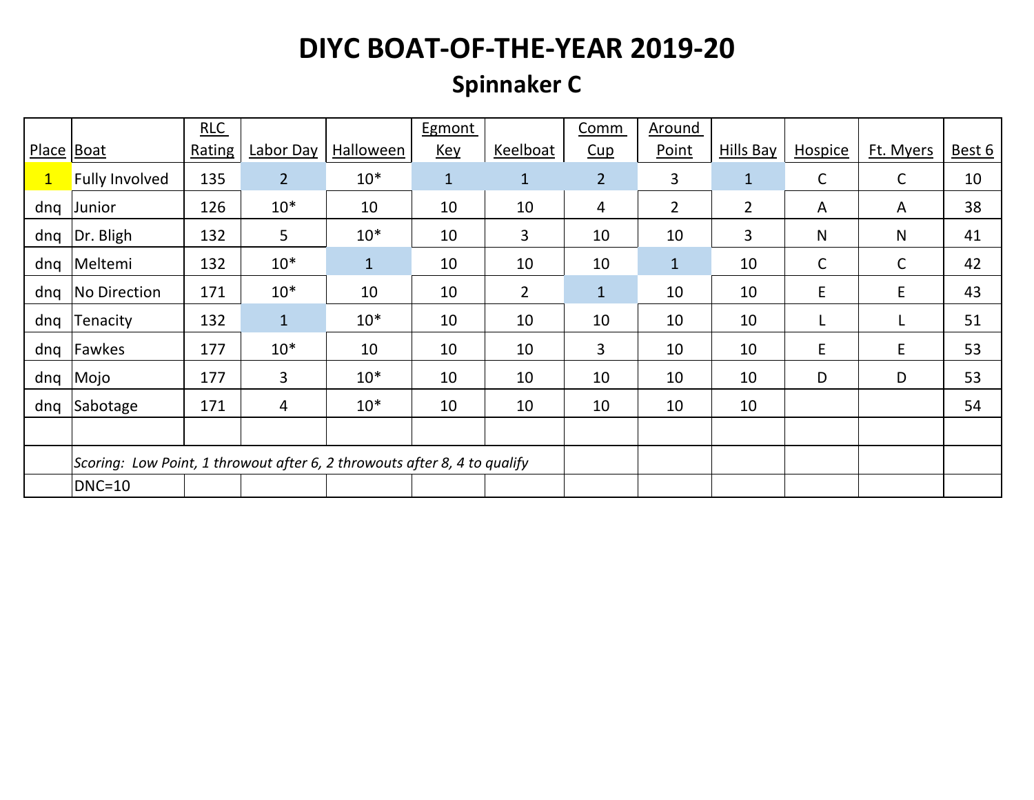# DIYC BOAT-OF-THE-YEAR 2019-20

## Spinnaker C

| Place | Boat | RLC Rating | Labor Day | Halloween | Egmont Key | Keelboat | Comm Cup | Around Point | Hills Bay | Hospice | Ft. Myers | Best 6 |
|---|---|---|---|---|---|---|---|---|---|---|---|---|
| 1 | Fully Involved | 135 | 2 | 10* | 1 | 1 | 2 | 3 | 1 | C | C | 10 |
| dnq | Junior | 126 | 10* | 10 | 10 | 10 | 4 | 2 | 2 | A | A | 38 |
| dnq | Dr. Bligh | 132 | 5 | 10* | 10 | 3 | 10 | 10 | 3 | N | N | 41 |
| dnq | Meltemi | 132 | 10* | 1 | 10 | 10 | 10 | 1 | 10 | C | C | 42 |
| dnq | No Direction | 171 | 10* | 10 | 10 | 2 | 1 | 10 | 10 | E | E | 43 |
| dnq | Tenacity | 132 | 1 | 10* | 10 | 10 | 10 | 10 | 10 | L | L | 51 |
| dnq | Fawkes | 177 | 10* | 10 | 10 | 10 | 3 | 10 | 10 | E | E | 53 |
| dnq | Mojo | 177 | 3 | 10* | 10 | 10 | 10 | 10 | 10 | D | D | 53 |
| dnq | Sabotage | 171 | 4 | 10* | 10 | 10 | 10 | 10 | 10 | | | 54 |

*Scoring: Low Point, 1 throwout after 6, 2 throwouts after 8, 4 to qualify*

DNC=10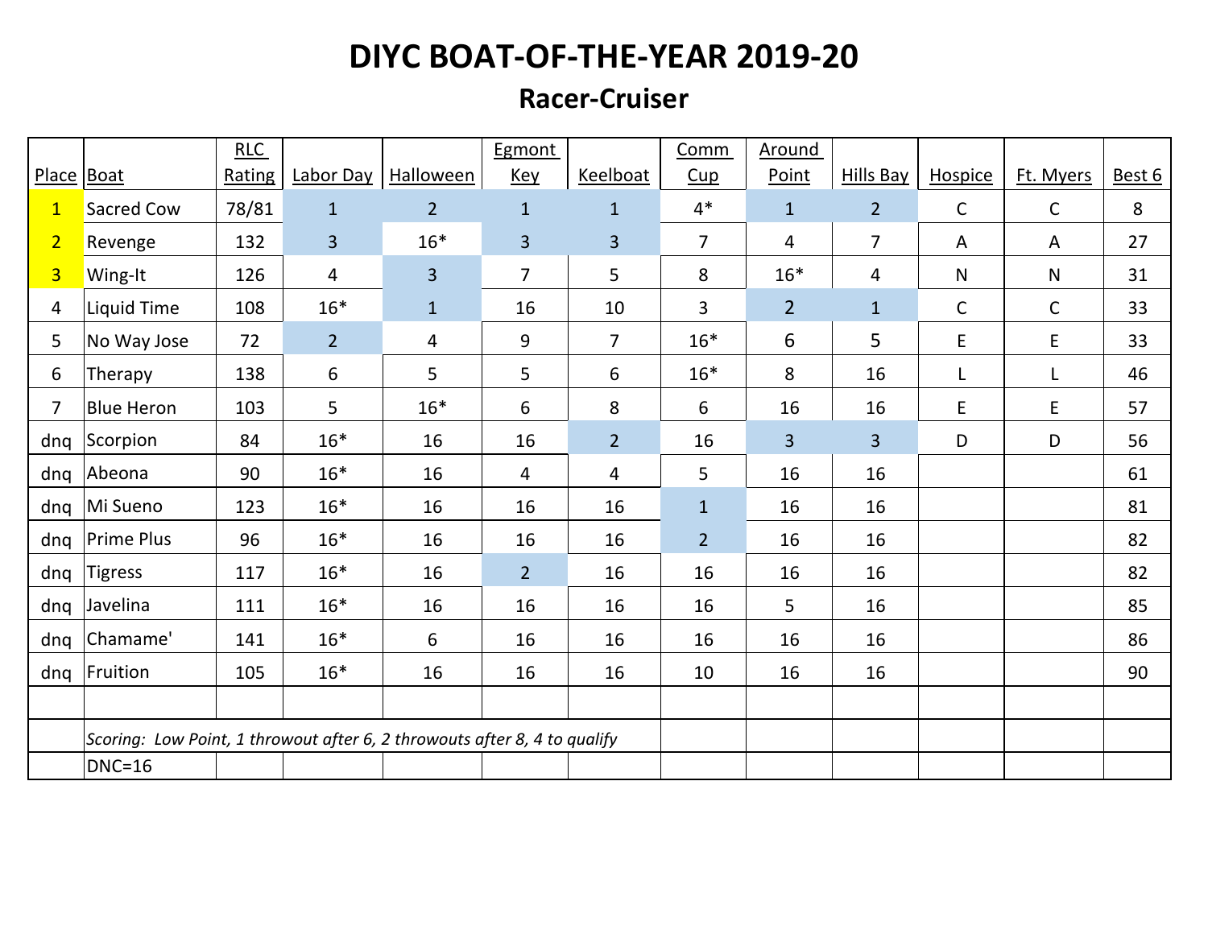# DIYC BOAT-OF-THE-YEAR 2019-20

## Racer-Cruiser

| Place | Boat | RLC Rating | Labor Day | Halloween | Egmont Key | Keelboat | Comm Cup | Around Point | Hills Bay | Hospice | Ft. Myers | Best 6 |
|---|---|---|---|---|---|---|---|---|---|---|---|---|
| 1 | Sacred Cow | 78/81 | 1 | 2 | 1 | 1 | 4* | 1 | 2 | C | C | 8 |
| 2 | Revenge | 132 | 3 | 16* | 3 | 3 | 7 | 4 | 7 | A | A | 27 |
| 3 | Wing-It | 126 | 4 | 3 | 7 | 5 | 8 | 16* | 4 | N | N | 31 |
| 4 | Liquid Time | 108 | 16* | 1 | 16 | 10 | 3 | 2 | 1 | C | C | 33 |
| 5 | No Way Jose | 72 | 2 | 4 | 9 | 7 | 16* | 6 | 5 | E | E | 33 |
| 6 | Therapy | 138 | 6 | 5 | 5 | 6 | 16* | 8 | 16 | L | L | 46 |
| 7 | Blue Heron | 103 | 5 | 16* | 6 | 8 | 6 | 16 | 16 | E | E | 57 |
| dnq | Scorpion | 84 | 16* | 16 | 16 | 2 | 16 | 3 | 3 | D | D | 56 |
| dnq | Abeona | 90 | 16* | 16 | 4 | 4 | 5 | 16 | 16 | | | 61 |
| dnq | Mi Sueno | 123 | 16* | 16 | 16 | 16 | 1 | 16 | 16 | | | 81 |
| dnq | Prime Plus | 96 | 16* | 16 | 16 | 16 | 2 | 16 | 16 | | | 82 |
| dnq | Tigress | 117 | 16* | 16 | 2 | 16 | 16 | 16 | 16 | | | 82 |
| dnq | Javelina | 111 | 16* | 16 | 16 | 16 | 16 | 5 | 16 | | | 85 |
| dnq | Chamame' | 141 | 16* | 6 | 16 | 16 | 16 | 16 | 16 | | | 86 |
| dnq | Fruition | 105 | 16* | 16 | 16 | 16 | 10 | 16 | 16 | | | 90 |

*Scoring: Low Point, 1 throwout after 6, 2 throwouts after 8, 4 to qualify*

DNC=16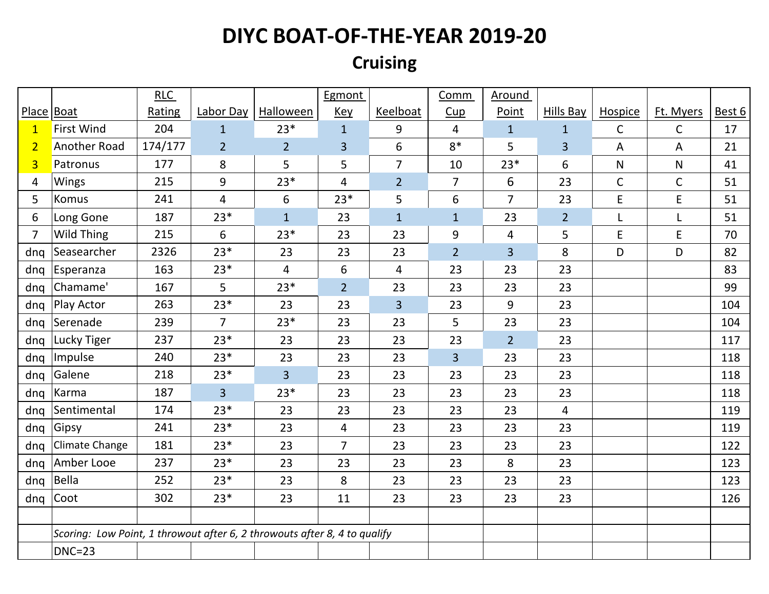# DIYC BOAT-OF-THE-YEAR 2019-20

## Cruising

| Place | Boat | RLC Rating | Labor Day | Halloween | Egmont Key | Keelboat | Comm Cup | Around Point | Hills Bay | Hospice | Ft. Myers | Best 6 |
|---|---|---|---|---|---|---|---|---|---|---|---|---|
| 1 | First Wind | 204 | 1 | 23* | 1 | 9 | 4 | 1 | 1 | C | C | 17 |
| 2 | Another Road | 174/177 | 2 | 2 | 3 | 6 | 8* | 5 | 3 | A | A | 21 |
| 3 | Patronus | 177 | 8 | 5 | 5 | 7 | 10 | 23* | 6 | N | N | 41 |
| 4 | Wings | 215 | 9 | 23* | 4 | 2 | 7 | 6 | 23 | C | C | 51 |
| 5 | Komus | 241 | 4 | 6 | 23* | 5 | 6 | 7 | 23 | E | E | 51 |
| 6 | Long Gone | 187 | 23* | 1 | 23 | 1 | 1 | 23 | 2 | L | L | 51 |
| 7 | Wild Thing | 215 | 6 | 23* | 23 | 23 | 9 | 4 | 5 | E | E | 70 |
| dnq | Seasearcher | 2326 | 23* | 23 | 23 | 23 | 2 | 3 | 8 | D | D | 82 |
| dnq | Esperanza | 163 | 23* | 4 | 6 | 4 | 23 | 23 | 23 | | | 83 |
| dnq | Chamame' | 167 | 5 | 23* | 2 | 23 | 23 | 23 | 23 | | | 99 |
| dnq | Play Actor | 263 | 23* | 23 | 23 | 3 | 23 | 9 | 23 | | | 104 |
| dnq | Serenade | 239 | 7 | 23* | 23 | 23 | 5 | 23 | 23 | | | 104 |
| dnq | Lucky Tiger | 237 | 23* | 23 | 23 | 23 | 23 | 2 | 23 | | | 117 |
| dnq | Impulse | 240 | 23* | 23 | 23 | 23 | 3 | 23 | 23 | | | 118 |
| dnq | Galene | 218 | 23* | 3 | 23 | 23 | 23 | 23 | 23 | | | 118 |
| dnq | Karma | 187 | 3 | 23* | 23 | 23 | 23 | 23 | 23 | | | 118 |
| dnq | Sentimental | 174 | 23* | 23 | 23 | 23 | 23 | 23 | 4 | | | 119 |
| dnq | Gipsy | 241 | 23* | 23 | 4 | 23 | 23 | 23 | 23 | | | 119 |
| dnq | Climate Change | 181 | 23* | 23 | 7 | 23 | 23 | 23 | 23 | | | 122 |
| dnq | Amber Looe | 237 | 23* | 23 | 23 | 23 | 23 | 8 | 23 | | | 123 |
| dnq | Bella | 252 | 23* | 23 | 8 | 23 | 23 | 23 | 23 | | | 123 |
| dnq | Coot | 302 | 23* | 23 | 11 | 23 | 23 | 23 | 23 | | | 126 |

*Scoring: Low Point, 1 throwout after 6, 2 throwouts after 8, 4 to qualify*

DNC=23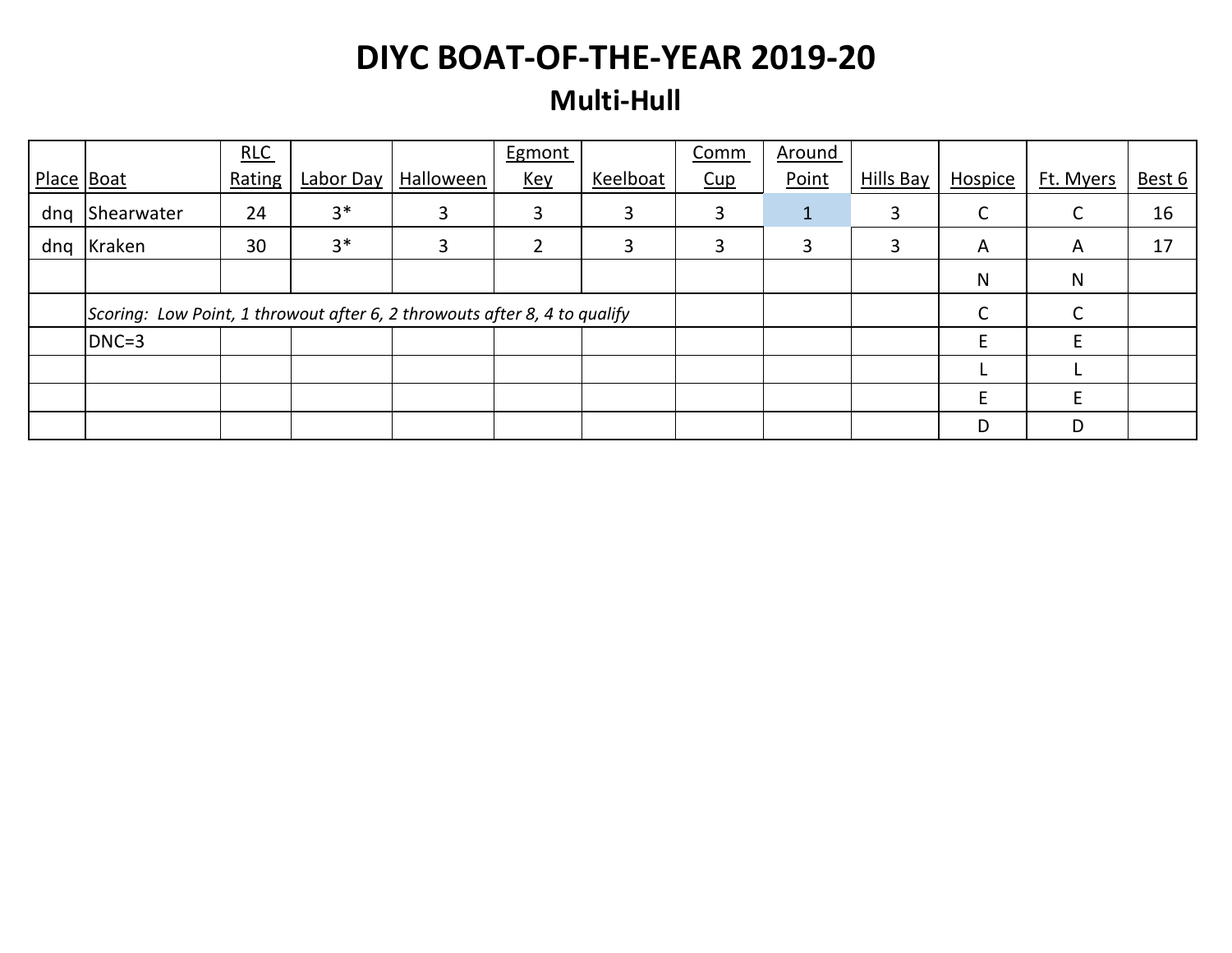# DIYC BOAT-OF-THE-YEAR 2019-20

## Multi-Hull

| Place | Boat | RLC Rating | Labor Day | Halloween | Egmont Key | Keelboat | Comm Cup | Around Point | Hills Bay | Hospice | Ft. Myers | Best 6 |
|---|---|---|---|---|---|---|---|---|---|---|---|---|
| dnq | Shearwater | 24 | 3* | 3 | 3 | 3 | 3 | 1 | 3 | C | C | 16 |
| dnq | Kraken | 30 | 3* | 3 | 2 | 3 | 3 | 3 | 3 | A | A | 17 |
| | | | | | | | | | | N | N | |
| | *Scoring: Low Point, 1 throwout after 6, 2 throwouts after 8, 4 to qualify* | | | | | | | | | C | C | |
| | DNC=3 | | | | | | | | | E | E | |
| | | | | | | | | | | L | L | |
| | | | | | | | | | | E | E | |
| | | | | | | | | | | D | D | |